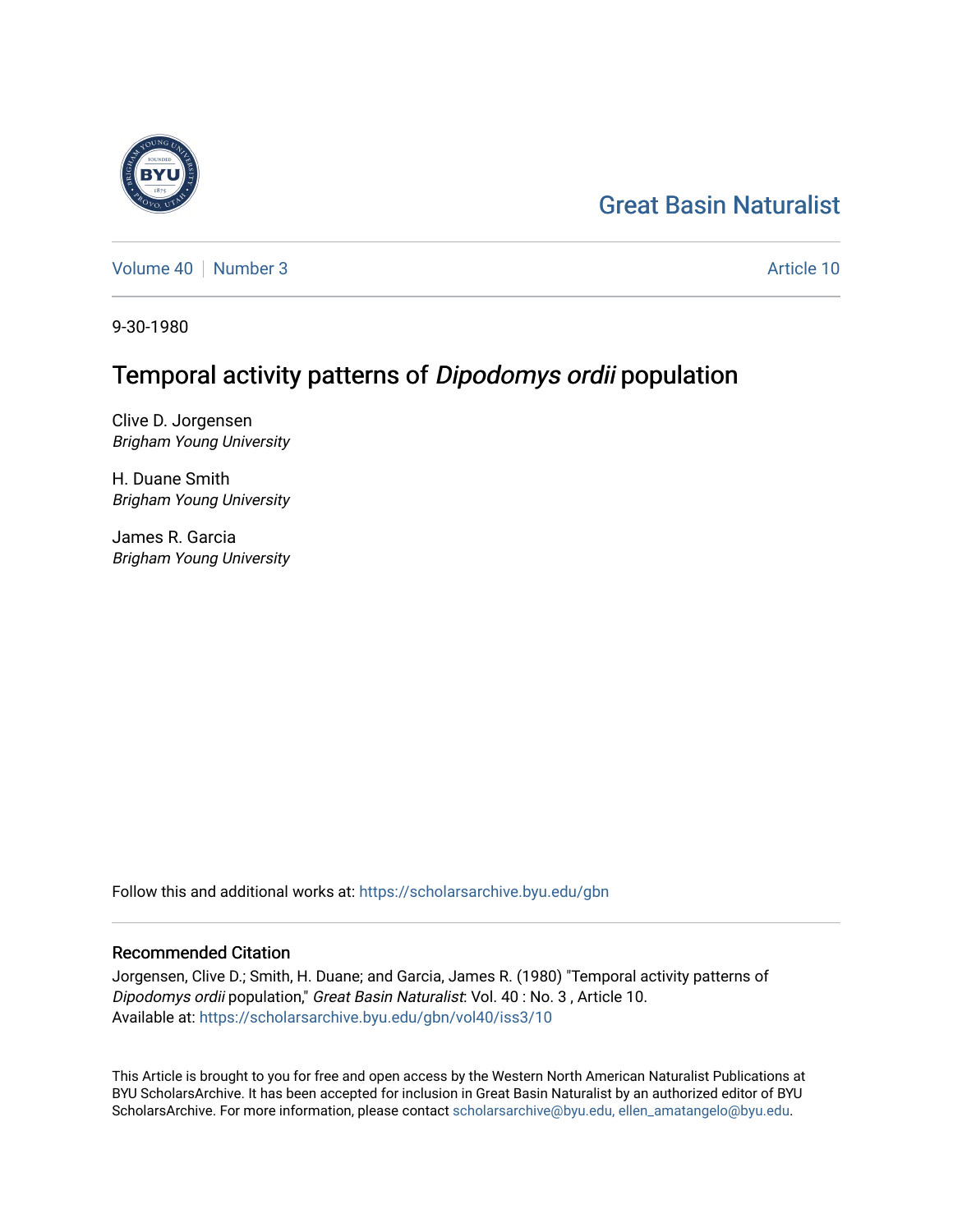Great Basin Naturalist

Volume 40 | Number 3 | Article 10

9-30-1980

# Temporal activity patterns of *Dipodomys ordii* population

Clive D. Jorgensen
*Brigham Young University*

H. Duane Smith
*Brigham Young University*

James R. Garcia
*Brigham Young University*

Follow this and additional works at: https://scholarsarchive.byu.edu/gbn

## Recommended Citation

Jorgensen, Clive D.; Smith, H. Duane; and Garcia, James R. (1980) "Temporal activity patterns of *Dipodomys ordii* population," *Great Basin Naturalist*: Vol. 40 : No. 3 , Article 10.
Available at: https://scholarsarchive.byu.edu/gbn/vol40/iss3/10

This Article is brought to you for free and open access by the Western North American Naturalist Publications at BYU ScholarsArchive. It has been accepted for inclusion in Great Basin Naturalist by an authorized editor of BYU ScholarsArchive. For more information, please contact scholarsarchive@byu.edu, ellen_amatangelo@byu.edu.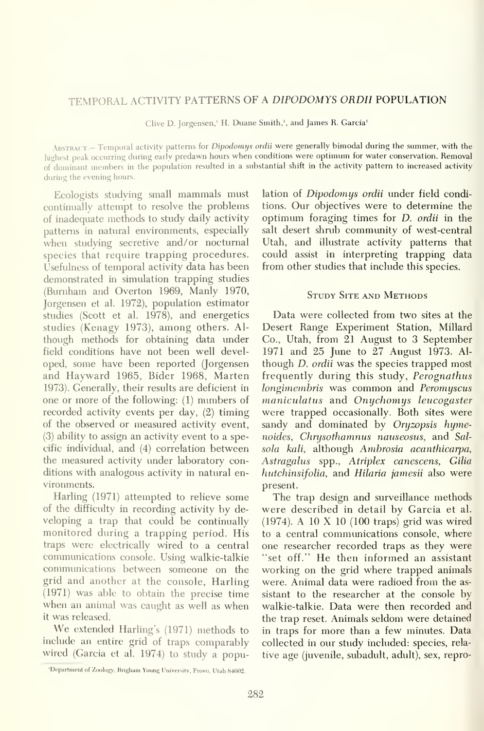# TEMPORAL ACTIVITY PATTERNS OF A *DIPODOMYS ORDII* POPULATION

Clive D. Jorgensen,[1] H. Duane Smith,[1], and James R. Garcia[1]

Abstract.— Temporal activity patterns for *Dipodomys ordii* were generally bimodal during the summer, with the highest peak occurring during early predawn hours when conditions were optimum for water conservation. Removal of dominant members in the population resulted in a substantial shift in the activity pattern to increased activity during the evening hours.

Ecologists studying small mammals must continually attempt to resolve the problems of inadequate methods to study daily activity patterns in natural environments, especially when studying secretive and/or nocturnal species that require trapping procedures. Usefulness of temporal activity data has been demonstrated in simulation trapping studies (Burnham and Overton 1969, Manly 1970, Jorgensen et al. 1972), population estimator studies (Scott et al. 1978), and energetics studies (Kenagy 1973), among others. Although methods for obtaining data under field conditions have not been well developed, some have been reported (Jorgensen and Hayward 1965, Bider 1968, Marten 1973). Generally, their results are deficient in one or more of the following: (1) numbers of recorded activity events per day, (2) timing of the observed or measured activity event, (3) ability to assign an activity event to a specific individual, and (4) correlation between the measured activity under laboratory conditions with analogous activity in natural environments.

Harling (1971) attempted to relieve some of the difficulty in recording activity by developing a trap that could be continually monitored during a trapping period. His traps were electrically wired to a central communications console. Using walkie-talkie communications between someone on the grid and another at the console, Harling (1971) was able to obtain the precise time when an animal was caught as well as when it was released.

We extended Harling's (1971) methods to include an entire grid of traps comparably wired (Garcia et al. 1974) to study a population of *Dipodomys ordii* under field conditions. Our objectives were to determine the optimum foraging times for *D. ordii* in the salt desert shrub community of west-central Utah, and illustrate activity patterns that could assist in interpreting trapping data from other studies that include this species.

## Study Site and Methods

Data were collected from two sites at the Desert Range Experiment Station, Millard Co., Utah, from 21 August to 3 September 1971 and 25 June to 27 August 1973. Although *D. ordii* was the species trapped most frequently during this study, *Perognathus longimembris* was common and *Peromyscus maniculatus* and *Onychomys leucogaster* were trapped occasionally. Both sites were sandy and dominated by *Oryzopsis hymenoides*, *Chrysothamnus nauseosus*, and *Salsola kali*, although *Ambrosia acanthicarpa*, *Astragalus* spp., *Atriplex canescens*, *Gilia hutchinsifolia*, and *Hilaria jamesii* also were present.

The trap design and surveillance methods were described in detail by Garcia et al. (1974). A 10 X 10 (100 traps) grid was wired to a central communications console, where one researcher recorded traps as they were "set off." He then informed an assistant working on the grid where trapped animals were. Animal data were radioed from the assistant to the researcher at the console by walkie-talkie. Data were then recorded and the trap reset. Animals seldom were detained in traps for more than a few minutes. Data collected in our study included: species, relative age (juvenile, subadult, adult), sex, repro-

[1]Department of Zoology, Brigham Young University, Provo, Utah 84602.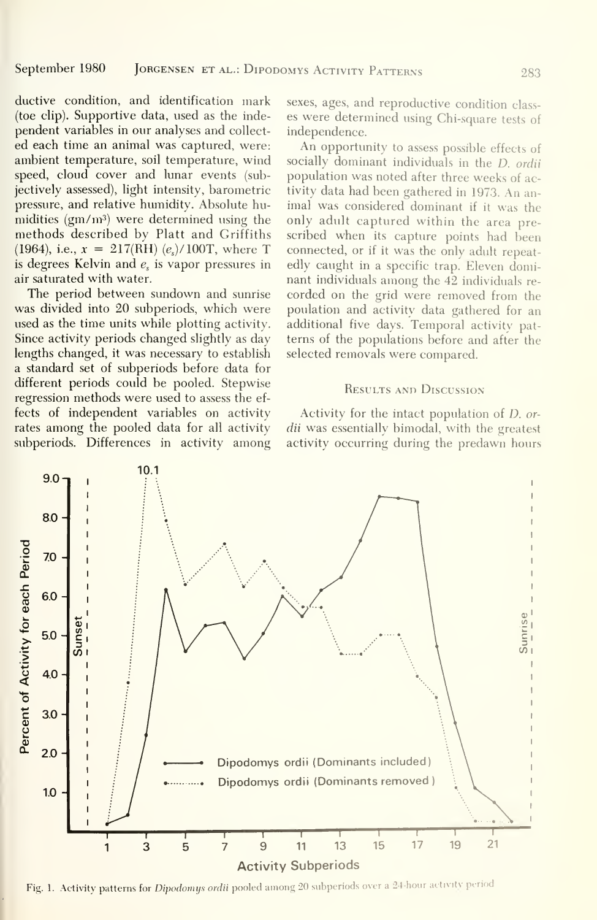ductive condition, and identification mark (toe clip). Supportive data, used as the independent variables in our analyses and collected each time an animal was captured, were: ambient temperature, soil temperature, wind speed, cloud cover and lunar events (subjectively assessed), light intensity, barometric pressure, and relative humidity. Absolute humidities (gm/m$^3$) were determined using the methods described by Platt and Griffiths (1964), i.e., $x = 217(\text{RH})(e_s)/100\text{T}$, where T is degrees Kelvin and $e_s$ is vapor pressures in air saturated with water.

The period between sundown and sunrise was divided into 20 subperiods, which were used as the time units while plotting activity. Since activity periods changed slightly as day lengths changed, it was necessary to establish a standard set of subperiods before data for different periods could be pooled. Stepwise regression methods were used to assess the effects of independent variables on activity rates among the pooled data for all activity subperiods. Differences in activity among sexes, ages, and reproductive condition classes were determined using Chi-square tests of independence.

An opportunity to assess possible effects of socially dominant individuals in the *D. ordii* population was noted after three weeks of activity data had been gathered in 1973. An animal was considered dominant if it was the only adult captured within the area prescribed when its capture points had been connected, or if it was the only adult repeatedly caught in a specific trap. Eleven dominant individuals among the 42 individuals recorded on the grid were removed from the poulation and activity data gathered for an additional five days. Temporal activity patterns of the populations before and after the selected removals were compared.

## Results and Discussion

Activity for the intact population of *D. ordii* was essentially bimodal, with the greatest activity occurring during the predawn hours

Fig. 1. Activity patterns for *Dipodomys ordii* pooled among 20 subperiods over a 24-hour activity period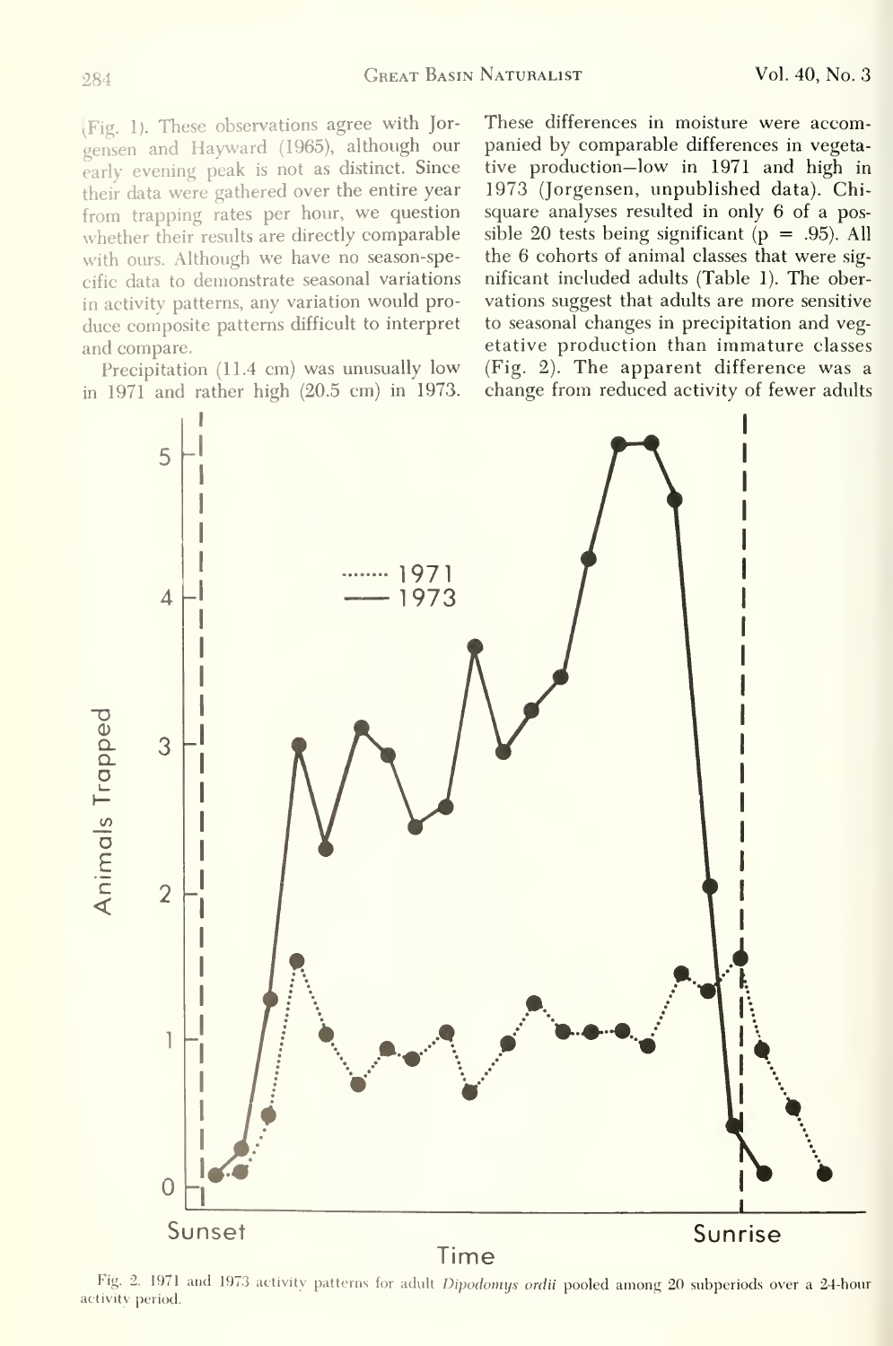(Fig. 1). These observations agree with Jorgensen and Hayward (1965), although our early evening peak is not as distinct. Since their data were gathered over the entire year from trapping rates per hour, we question whether their results are directly comparable with ours. Although we have no season-specific data to demonstrate seasonal variations in activity patterns, any variation would produce composite patterns difficult to interpret and compare.

Precipitation (11.4 cm) was unusually low in 1971 and rather high (20.5 cm) in 1973. These differences in moisture were accompanied by comparable differences in vegetative production—low in 1971 and high in 1973 (Jorgensen, unpublished data). Chi-square analyses resulted in only 6 of a possible 20 tests being significant ($p = .95$). All the 6 cohorts of animal classes that were significant included adults (Table 1). The oberservations suggest that adults are more sensitive to seasonal changes in precipitation and vegetative production than immature classes (Fig. 2). The apparent difference was a change from reduced activity of fewer adults

Fig. 2. 1971 and 1973 activity patterns for adult *Dipodomys ordii* pooled among 20 subperiods over a 24-hour activity period.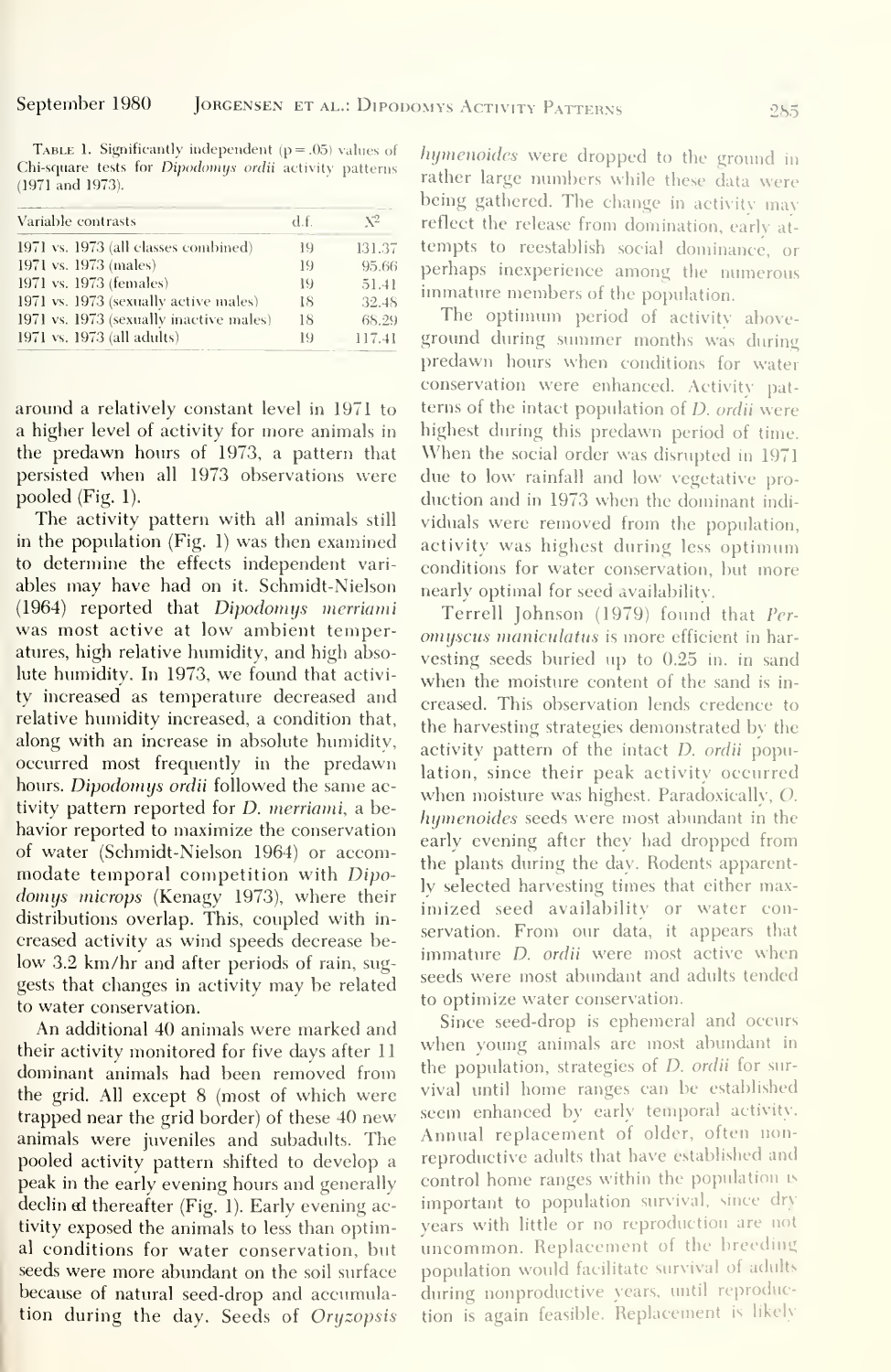Table 1. Significantly independent (p = .05) values of Chi-square tests for *Dipodomys ordii* activity patterns (1971 and 1973).

| Variable contrasts | d.f. | $X^2$ |
|---|---|---|
| 1971 vs. 1973 (all classes combined) | 19 | 131.37 |
| 1971 vs. 1973 (males) | 19 | 95.66 |
| 1971 vs. 1973 (females) | 19 | 51.41 |
| 1971 vs. 1973 (sexually active males) | 18 | 32.48 |
| 1971 vs. 1973 (sexually inactive males) | 18 | 68.29 |
| 1971 vs. 1973 (all adults) | 19 | 117.41 |

around a relatively constant level in 1971 to a higher level of activity for more animals in the predawn hours of 1973, a pattern that persisted when all 1973 observations were pooled (Fig. 1).

The activity pattern with all animals still in the population (Fig. 1) was then examined to determine the effects independent variables may have had on it. Schmidt-Nielson (1964) reported that *Dipodomys merriami* was most active at low ambient temperatures, high relative humidity, and high absolute humidity. In 1973, we found that activity increased as temperature decreased and relative humidity increased, a condition that, along with an increase in absolute humidity, occurred most frequently in the predawn hours. *Dipodomys ordii* followed the same activity pattern reported for *D. merriami*, a behavior reported to maximize the conservation of water (Schmidt-Nielson 1964) or accommodate temporal competition with *Dipodomys microps* (Kenagy 1973), where their distributions overlap. This, coupled with increased activity as wind speeds decrease below 3.2 km/hr and after periods of rain, suggests that changes in activity may be related to water conservation.

An additional 40 animals were marked and their activity monitored for five days after 11 dominant animals had been removed from the grid. All except 8 (most of which were trapped near the grid border) of these 40 new animals were juveniles and subadults. The pooled activity pattern shifted to develop a peak in the early evening hours and generally declined thereafter (Fig. 1). Early evening activity exposed the animals to less than optimal conditions for water conservation, but seeds were more abundant on the soil surface because of natural seed-drop and accumulation during the day. Seeds of *Oryzopsis hymenoides* were dropped to the ground in rather large numbers while these data were being gathered. The change in activity may reflect the release from domination, early attempts to reestablish social dominance, or perhaps inexperience among the numerous immature members of the population.

The optimum period of activity aboveground during summer months was during predawn hours when conditions for water conservation were enhanced. Activity patterns of the intact population of *D. ordii* were highest during this predawn period of time. When the social order was disrupted in 1971 due to low rainfall and low vegetative production and in 1973 when the dominant individuals were removed from the population, activity was highest during less optimum conditions for water conservation, but more nearly optimal for seed availability.

Terrell Johnson (1979) found that *Peromyscus maniculatus* is more efficient in harvesting seeds buried up to 0.25 in. in sand when the moisture content of the sand is increased. This observation lends credence to the harvesting strategies demonstrated by the activity pattern of the intact *D. ordii* population, since their peak activity occurred when moisture was highest. Paradoxically, *O. hymenoides* seeds were most abundant in the early evening after they had dropped from the plants during the day. Rodents apparently selected harvesting times that either maximized seed availability or water conservation. From our data, it appears that immature *D. ordii* were most active when seeds were most abundant and adults tended to optimize water conservation.

Since seed-drop is ephemeral and occurs when young animals are most abundant in the population, strategies of *D. ordii* for survival until home ranges can be established seem enhanced by early temporal activity. Annual replacement of older, often nonreproductive adults that have established and control home ranges within the population is important to population survival, since dry years with little or no reproduction are not uncommon. Replacement of the breeding population would facilitate survival of adults during nonproductive years, until reproduction is again feasible. Replacement is likely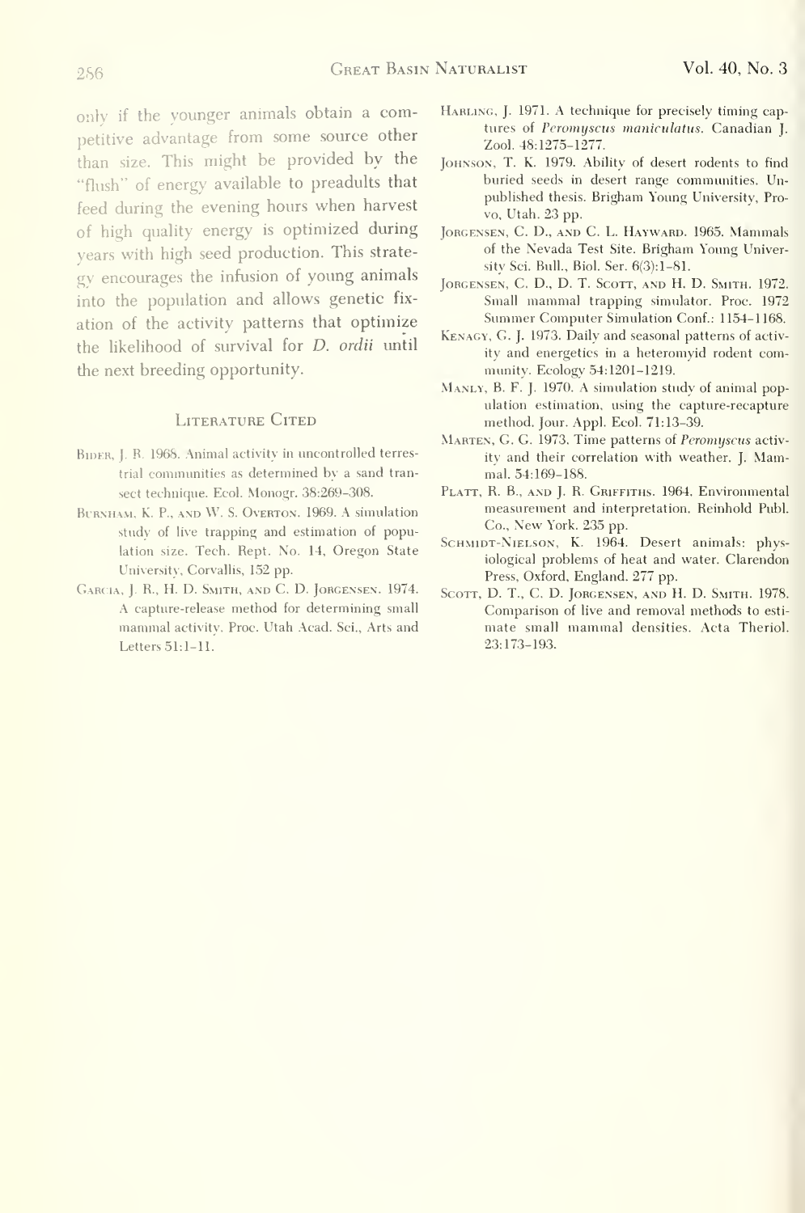only if the younger animals obtain a competitive advantage from some source other than size. This might be provided by the "flush" of energy available to preadults that feed during the evening hours when harvest of high quality energy is optimized during years with high seed production. This strategy encourages the infusion of young animals into the population and allows genetic fixation of the activity patterns that optimize the likelihood of survival for *D. ordii* until the next breeding opportunity.

## Literature Cited

Bider, J. R. 1968. Animal activity in uncontrolled terrestrial communities as determined by a sand transect technique. Ecol. Monogr. 38:269–308.

Burnham, K. P., and W. S. Overton. 1969. A simulation study of live trapping and estimation of population size. Tech. Rept. No. 14, Oregon State University, Corvallis, 152 pp.

Garcia, J. R., H. D. Smith, and C. D. Jorgensen. 1974. A capture-release method for determining small mammal activity. Proc. Utah Acad. Sci., Arts and Letters 51:1–11.

Harling, J. 1971. A technique for precisely timing captures of *Peromyscus maniculatus*. Canadian J. Zool. 48:1275–1277.

Johnson, T. K. 1979. Ability of desert rodents to find buried seeds in desert range communities. Unpublished thesis. Brigham Young University, Provo, Utah. 23 pp.

Jorgensen, C. D., and C. L. Hayward. 1965. Mammals of the Nevada Test Site. Brigham Young University Sci. Bull., Biol. Ser. 6(3):1–81.

Jorgensen, C. D., D. T. Scott, and H. D. Smith. 1972. Small mammal trapping simulator. Proc. 1972 Summer Computer Simulation Conf.: 1154–1168.

Kenagy, G. J. 1973. Daily and seasonal patterns of activity and energetics in a heteromyid rodent community. Ecology 54:1201–1219.

Manly, B. F. J. 1970. A simulation study of animal population estimation, using the capture-recapture method. Jour. Appl. Ecol. 71:13–39.

Marten, G. G. 1973. Time patterns of *Peromyscus* activity and their correlation with weather. J. Mammal. 54:169–188.

Platt, R. B., and J. R. Griffiths. 1964. Environmental measurement and interpretation. Reinhold Publ. Co., New York. 235 pp.

Schmidt-Nielson, K. 1964. Desert animals: physiological problems of heat and water. Clarendon Press, Oxford, England. 277 pp.

Scott, D. T., C. D. Jorgensen, and H. D. Smith. 1978. Comparison of live and removal methods to estimate small mammal densities. Acta Theriol. 23:173–193.